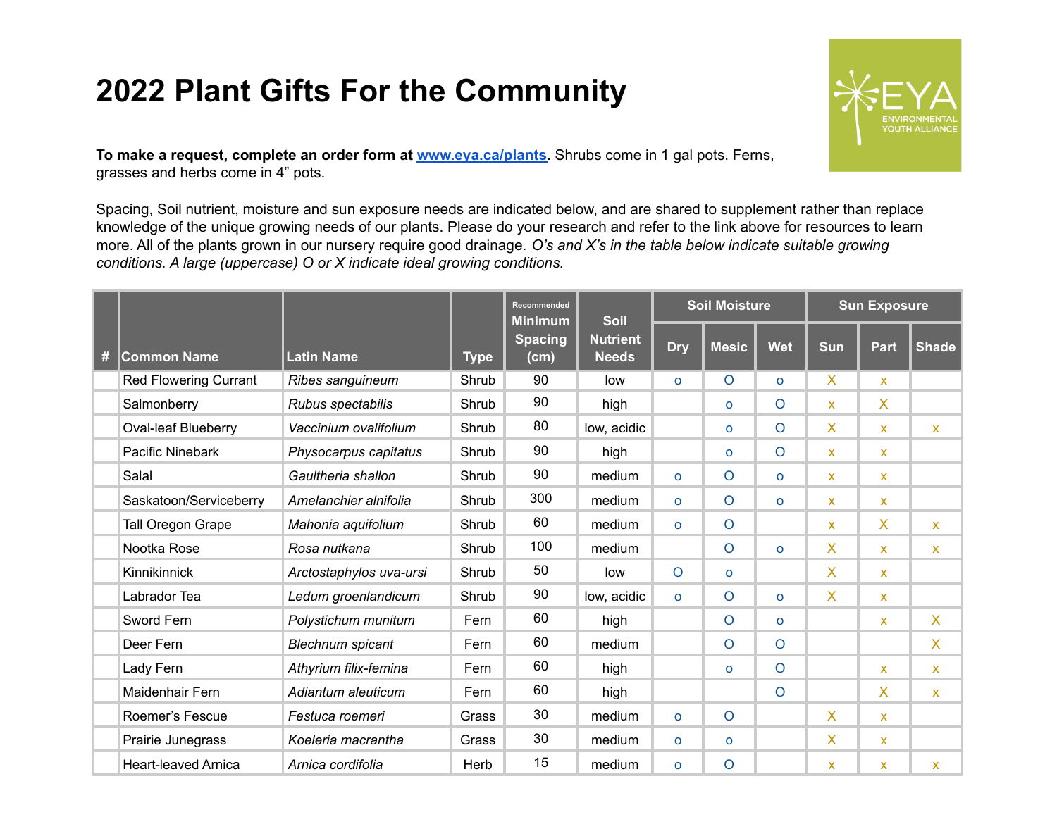# 2022 Plant Gifts For the Community

**To make a request, complete an order form at [www.eya.ca/plants](http://www.eya.ca/plants)**. Shrubs come in 1 gal pots. Ferns, grasses and herbs come in 4" pots.

Spacing, Soil nutrient, moisture and sun exposure needs are indicated below, and are shared to supplement rather than replace knowledge of the unique growing needs of our plants. Please do your research and refer to the link above for resources to learn more. All of the plants grown in our nursery require good drainage. *O's and X's in the table below indicate suitable growing conditions. A large (uppercase) O or X indicate ideal growing conditions.*

| # | Common Name | Latin Name | Type | Recommended Minimum Spacing (cm) | Soil Nutrient Needs | Soil Moisture | | | Sun Exposure | | |
|---|---|---|---|---|---|---|---|---|---|---|---|
| | | | | | | Dry | Mesic | Wet | Sun | Part | Shade |
| | Red Flowering Currant | *Ribes sanguineum* | Shrub | 90 | low | o | O | o | X | x | |
| | Salmonberry | *Rubus spectabilis* | Shrub | 90 | high | | o | O | x | X | |
| | Oval-leaf Blueberry | *Vaccinium ovalifolium* | Shrub | 80 | low, acidic | | o | O | X | x | x |
| | Pacific Ninebark | *Physocarpus capitatus* | Shrub | 90 | high | | o | O | x | x | |
| | Salal | *Gaultheria shallon* | Shrub | 90 | medium | o | O | o | x | x | |
| | Saskatoon/Serviceberry | *Amelanchier alnifolia* | Shrub | 300 | medium | o | O | o | x | x | |
| | Tall Oregon Grape | *Mahonia aquifolium* | Shrub | 60 | medium | o | O | | x | X | x |
| | Nootka Rose | *Rosa nutkana* | Shrub | 100 | medium | | O | o | X | x | x |
| | Kinnikinnick | *Arctostaphylos uva-ursi* | Shrub | 50 | low | O | o | | X | x | |
| | Labrador Tea | *Ledum groenlandicum* | Shrub | 90 | low, acidic | o | O | o | X | x | |
| | Sword Fern | *Polystichum munitum* | Fern | 60 | high | | O | o | | x | X |
| | Deer Fern | *Blechnum spicant* | Fern | 60 | medium | | O | O | | | X |
| | Lady Fern | *Athyrium filix-femina* | Fern | 60 | high | | o | O | | x | x |
| | Maidenhair Fern | *Adiantum aleuticum* | Fern | 60 | high | | | O | | X | x |
| | Roemer's Fescue | *Festuca roemeri* | Grass | 30 | medium | o | O | | X | x | |
| | Prairie Junegrass | *Koeleria macrantha* | Grass | 30 | medium | o | o | | X | x | |
| | Heart-leaved Arnica | *Arnica cordifolia* | Herb | 15 | medium | o | O | | x | x | x |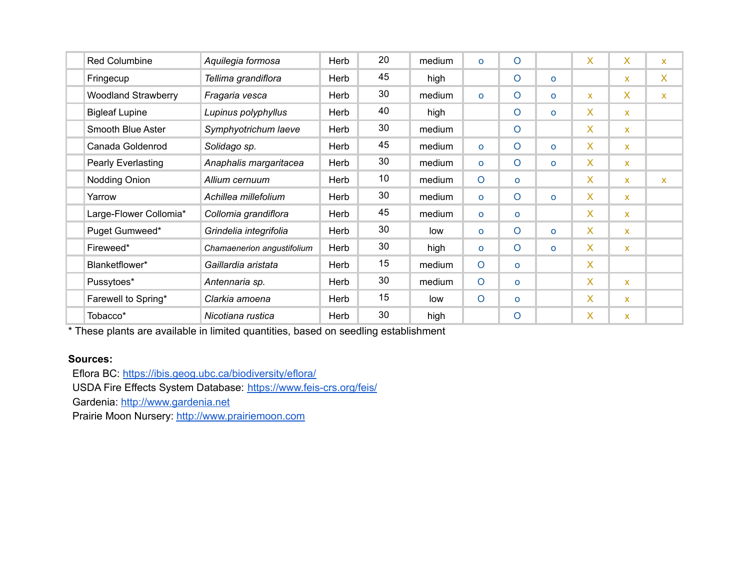| | | | | | | | | | | | |
|---|---|---|---|---|---|---|---|---|---|---|---|
| | Red Columbine | *Aquilegia formosa* | Herb | 20 | medium | o | O | | X | X | x |
| | Fringecup | *Tellima grandiflora* | Herb | 45 | high | | O | o | | x | X |
| | Woodland Strawberry | *Fragaria vesca* | Herb | 30 | medium | o | O | o | x | X | x |
| | Bigleaf Lupine | *Lupinus polyphyllus* | Herb | 40 | high | | O | o | X | x | |
| | Smooth Blue Aster | *Symphyotrichum laeve* | Herb | 30 | medium | | O | | X | x | |
| | Canada Goldenrod | *Solidago sp.* | Herb | 45 | medium | o | O | o | X | x | |
| | Pearly Everlasting | *Anaphalis margaritacea* | Herb | 30 | medium | o | O | o | X | x | |
| | Nodding Onion | *Allium cernuum* | Herb | 10 | medium | O | o | | X | x | x |
| | Yarrow | *Achillea millefolium* | Herb | 30 | medium | o | O | o | X | x | |
| | Large-Flower Collomia* | *Collomia grandiflora* | Herb | 45 | medium | o | o | | X | x | |
| | Puget Gumweed* | *Grindelia integrifolia* | Herb | 30 | low | o | O | o | X | x | |
| | Fireweed* | *Chamaenerion angustifolium* | Herb | 30 | high | o | O | o | X | x | |
| | Blanketflower* | *Gaillardia aristata* | Herb | 15 | medium | O | o | | X | | |
| | Pussytoes* | *Antennaria sp.* | Herb | 30 | medium | O | o | | X | x | |
| | Farewell to Spring* | *Clarkia amoena* | Herb | 15 | low | O | o | | X | x | |
| | Tobacco* | *Nicotiana rustica* | Herb | 30 | high | | O | | X | x | |

* These plants are available in limited quantities, based on seedling establishment

**Sources:**

Eflora BC: https://ibis.geog.ubc.ca/biodiversity/eflora/
USDA Fire Effects System Database: https://www.feis-crs.org/feis/
Gardenia: http://www.gardenia.net
Prairie Moon Nursery: http://www.prairiemoon.com